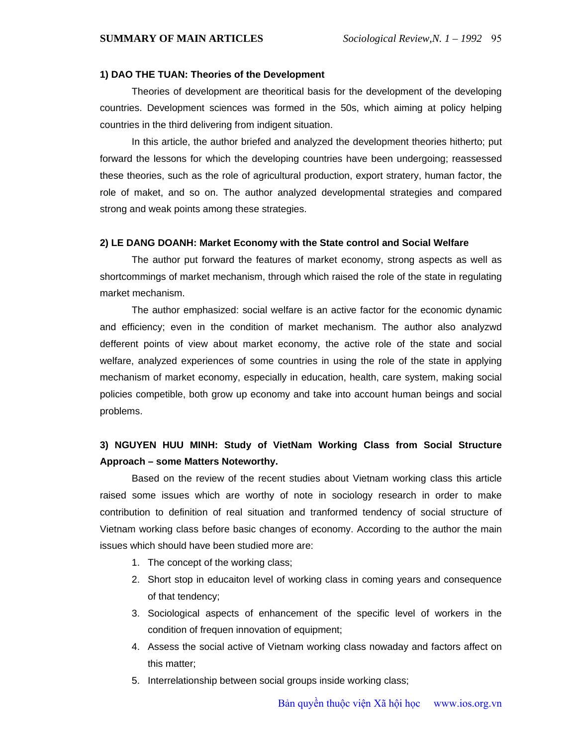# SUMMARY OF MAIN ARTICLES

### 1) DAO THE TUAN: Theories of the Development

Theories of development are theoritical basis for the development of the developing countries. Development sciences was formed in the 50s, which aiming at policy helping countries in the third delivering from indigent situation.

In this article, the author briefed and analyzed the development theories hitherto; put forward the lessons for which the developing countries have been undergoing; reassessed these theories, such as the role of agricultural production, export stratery, human factor, the role of maket, and so on. The author analyzed developmental strategies and compared strong and weak points among these strategies.

### 2) LE DANG DOANH: Market Economy with the State control and Social Welfare

The author put forward the features of market economy, strong aspects as well as shortcommings of market mechanism, through which raised the role of the state in regulating market mechanism.

The author emphasized: social welfare is an active factor for the economic dynamic and efficiency; even in the condition of market mechanism. The author also analyzwd defferent points of view about market economy, the active role of the state and social welfare, analyzed experiences of some countries in using the role of the state in applying mechanism of market economy, especially in education, health, care system, making social policies competible, both grow up economy and take into account human beings and social problems.

### 3) NGUYEN HUU MINH: Study of VietNam Working Class from Social Structure Approach – some Matters Noteworthy.

Based on the review of the recent studies about Vietnam working class this article raised some issues which are worthy of note in sociology research in order to make contribution to definition of real situation and tranformed tendency of social structure of Vietnam working class before basic changes of economy. According to the author the main issues which should have been studied more are:

1. The concept of the working class;
2. Short stop in educaiton level of working class in coming years and consequence of that tendency;
3. Sociological aspects of enhancement of the specific level of workers in the condition of frequen innovation of equipment;
4. Assess the social active of Vietnam working class nowaday and factors affect on this matter;
5. Interrelationship between social groups inside working class;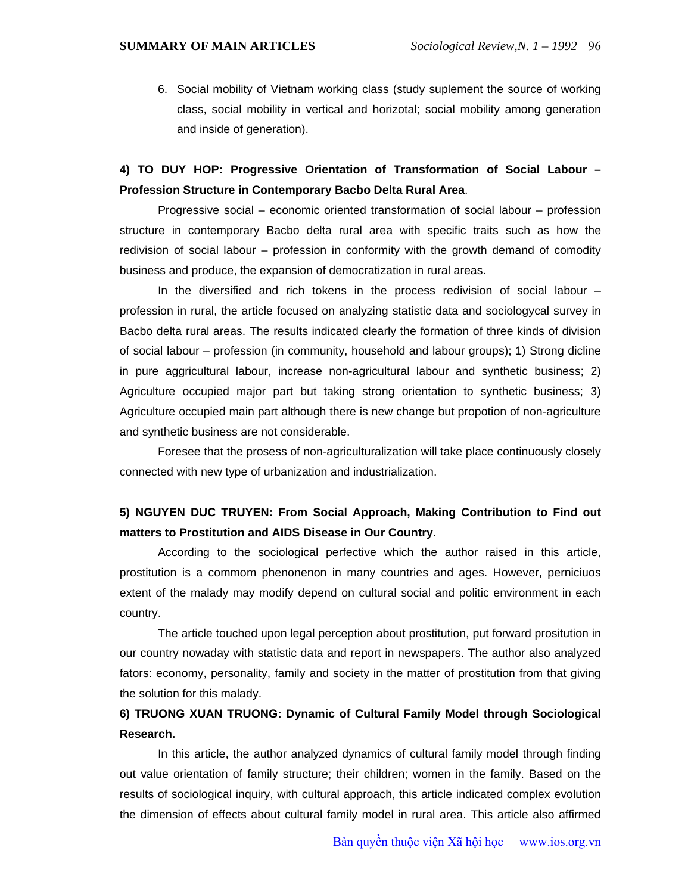6. Social mobility of Vietnam working class (study suplement the source of working class, social mobility in vertical and horizotal; social mobility among generation and inside of generation).

**4) TO DUY HOP: Progressive Orientation of Transformation of Social Labour – Profession Structure in Contemporary Bacbo Delta Rural Area**.

Progressive social – economic oriented transformation of social labour – profession structure in contemporary Bacbo delta rural area with specific traits such as how the redivision of social labour – profession in conformity with the growth demand of comodity business and produce, the expansion of democratization in rural areas.

In the diversified and rich tokens in the process redivision of social labour – profession in rural, the article focused on analyzing statistic data and sociologycal survey in Bacbo delta rural areas. The results indicated clearly the formation of three kinds of division of social labour – profession (in community, household and labour groups); 1) Strong dicline in pure aggricultural labour, increase non-agricultural labour and synthetic business; 2) Agriculture occupied major part but taking strong orientation to synthetic business; 3) Agriculture occupied main part although there is new change but propotion of non-agriculture and synthetic business are not considerable.

Foresee that the prosess of non-agriculturalization will take place continuously closely connected with new type of urbanization and industrialization.

**5) NGUYEN DUC TRUYEN: From Social Approach, Making Contribution to Find out matters to Prostitution and AIDS Disease in Our Country.**

According to the sociological perfective which the author raised in this article, prostitution is a commom phenonenon in many countries and ages. However, perniciuos extent of the malady may modify depend on cultural social and politic environment in each country.

The article touched upon legal perception about prostitution, put forward prositution in our country nowaday with statistic data and report in newspapers. The author also analyzed fators: economy, personality, family and society in the matter of prostitution from that giving the solution for this malady.

**6) TRUONG XUAN TRUONG: Dynamic of Cultural Family Model through Sociological Research.**

In this article, the author analyzed dynamics of cultural family model through finding out value orientation of family structure; their children; women in the family. Based on the results of sociological inquiry, with cultural approach, this article indicated complex evolution the dimension of effects about cultural family model in rural area. This article also affirmed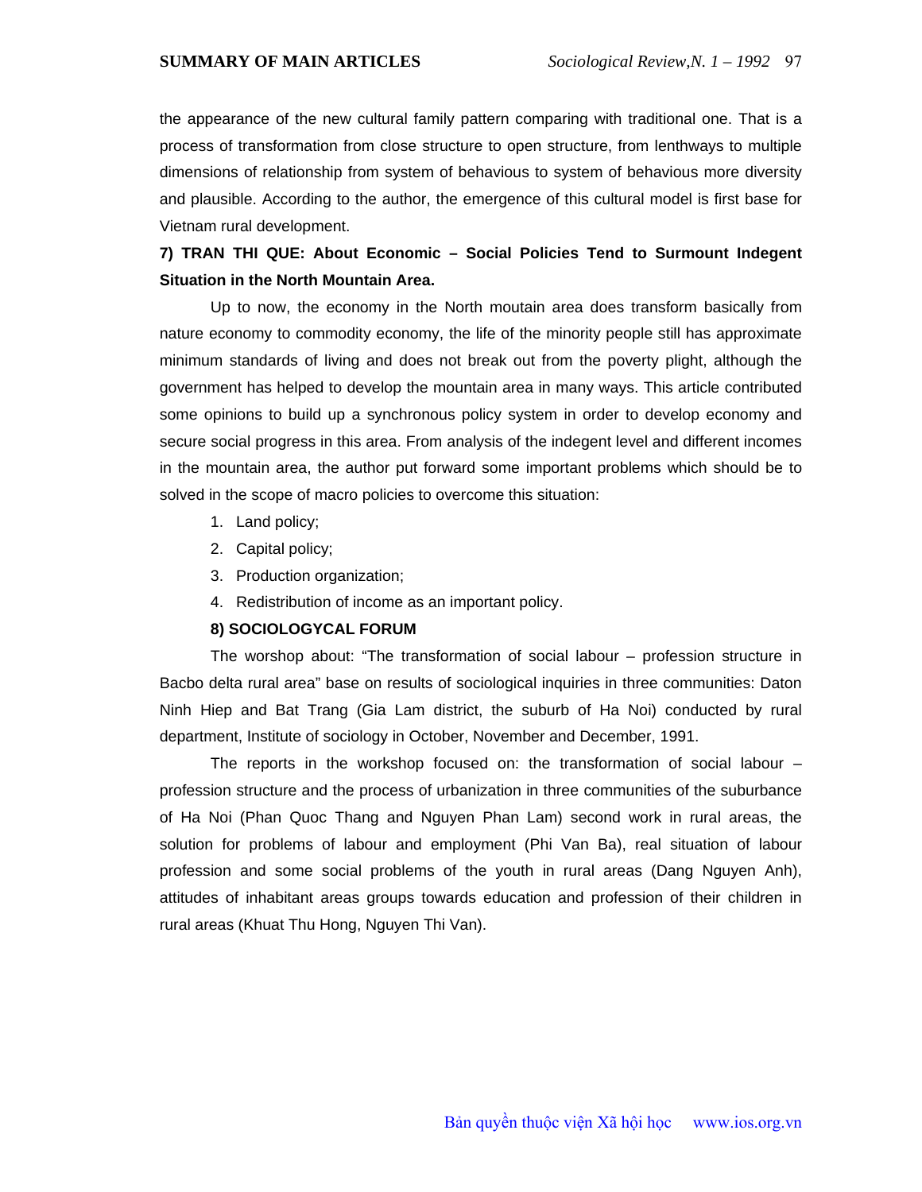the appearance of the new cultural family pattern comparing with traditional one. That is a process of transformation from close structure to open structure, from lenthways to multiple dimensions of relationship from system of behavious to system of behavious more diversity and plausible. According to the author, the emergence of this cultural model is first base for Vietnam rural development.

**7) TRAN THI QUE: About Economic – Social Policies Tend to Surmount Indegent Situation in the North Mountain Area.**

Up to now, the economy in the North moutain area does transform basically from nature economy to commodity economy, the life of the minority people still has approximate minimum standards of living and does not break out from the poverty plight, although the government has helped to develop the mountain area in many ways. This article contributed some opinions to build up a synchronous policy system in order to develop economy and secure social progress in this area. From analysis of the indegent level and different incomes in the mountain area, the author put forward some important problems which should be to solved in the scope of macro policies to overcome this situation:

1. Land policy;
2. Capital policy;
3. Production organization;
4. Redistribution of income as an important policy.

**8) SOCIOLOGYCAL FORUM**

The worshop about: "The transformation of social labour – profession structure in Bacbo delta rural area" base on results of sociological inquiries in three communities: Daton Ninh Hiep and Bat Trang (Gia Lam district, the suburb of Ha Noi) conducted by rural department, Institute of sociology in October, November and December, 1991.

The reports in the workshop focused on: the transformation of social labour – profession structure and the process of urbanization in three communities of the suburbance of Ha Noi (Phan Quoc Thang and Nguyen Phan Lam) second work in rural areas, the solution for problems of labour and employment (Phi Van Ba), real situation of labour profession and some social problems of the youth in rural areas (Dang Nguyen Anh), attitudes of inhabitant areas groups towards education and profession of their children in rural areas (Khuat Thu Hong, Nguyen Thi Van).